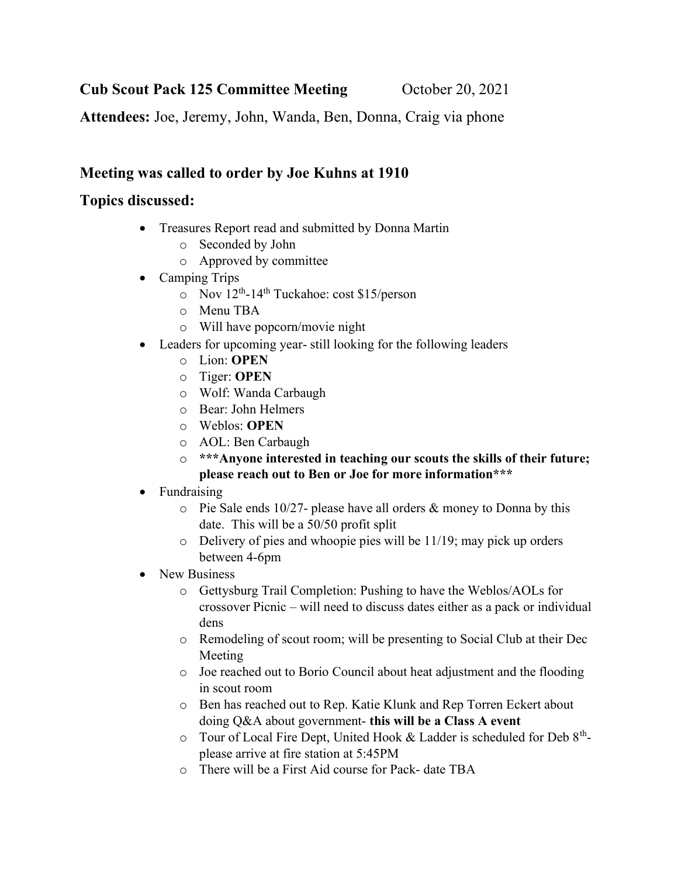**Cub Scout Pack 125 Committee Meeting** October 20, 2021

**Attendees:** Joe, Jeremy, John, Wanda, Ben, Donna, Craig via phone

## Meeting was called to order by Joe Kuhns at 1910

## Topics discussed:

- Treasures Report read and submitted by Donna Martin
  - Seconded by John
  - Approved by committee
- Camping Trips
  - Nov 12th-14th Tuckahoe: cost $15/person
  - Menu TBA
  - Will have popcorn/movie night
- Leaders for upcoming year- still looking for the following leaders
  - Lion: **OPEN**
  - Tiger: **OPEN**
  - Wolf: Wanda Carbaugh
  - Bear: John Helmers
  - Weblos: **OPEN**
  - AOL: Ben Carbaugh
  - **\*\*\*Anyone interested in teaching our scouts the skills of their future; please reach out to Ben or Joe for more information\*\*\***
- Fundraising
  - Pie Sale ends 10/27- please have all orders & money to Donna by this date. This will be a 50/50 profit split
  - Delivery of pies and whoopie pies will be 11/19; may pick up orders between 4-6pm
- New Business
  - Gettysburg Trail Completion: Pushing to have the Weblos/AOLs for crossover Picnic – will need to discuss dates either as a pack or individual dens
  - Remodeling of scout room; will be presenting to Social Club at their Dec Meeting
  - Joe reached out to Borio Council about heat adjustment and the flooding in scout room
  - Ben has reached out to Rep. Katie Klunk and Rep Torren Eckert about doing Q&A about government- **this will be a Class A event**
  - Tour of Local Fire Dept, United Hook & Ladder is scheduled for Deb 8th- please arrive at fire station at 5:45PM
  - There will be a First Aid course for Pack- date TBA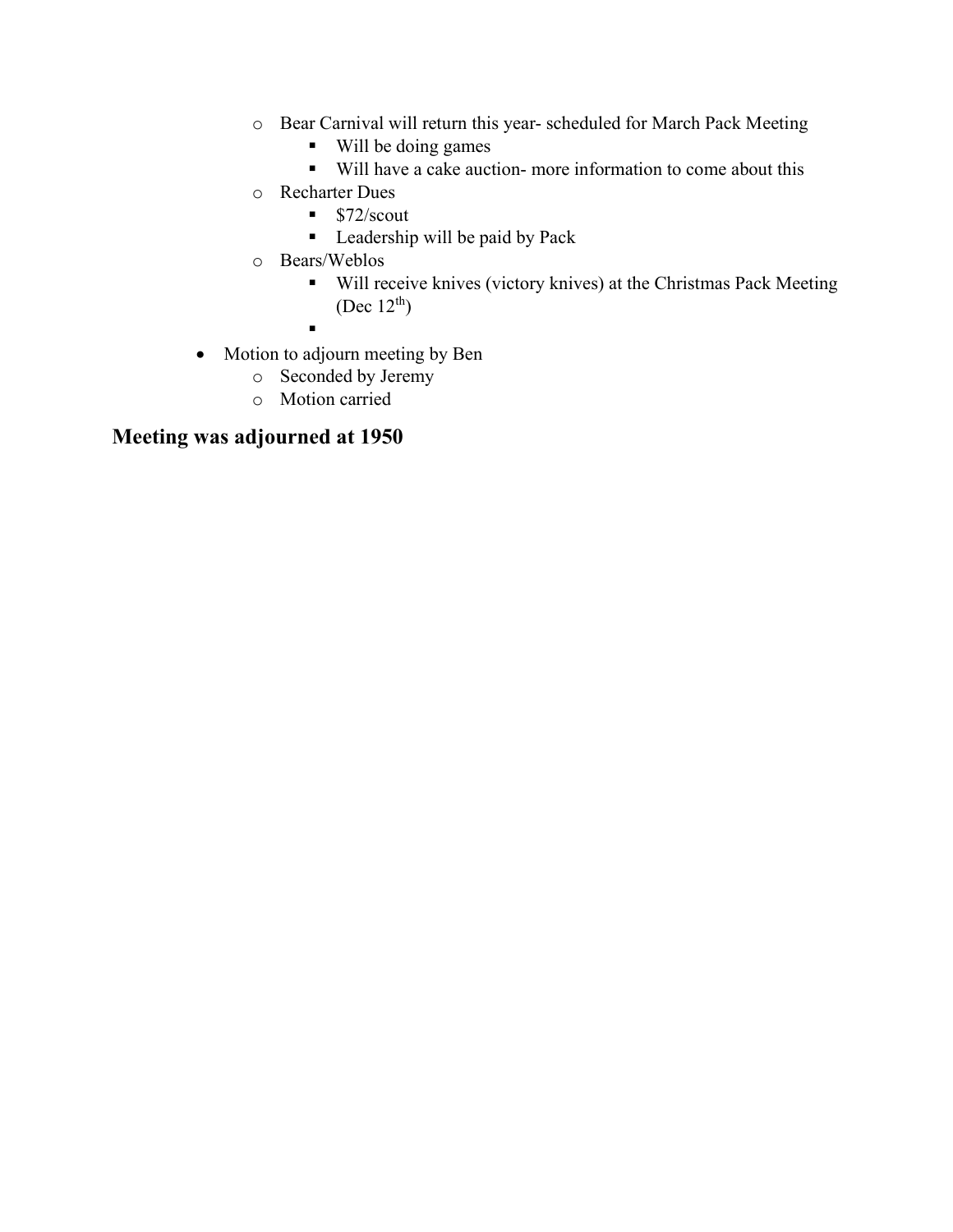- Bear Carnival will return this year- scheduled for March Pack Meeting
        - Will be doing games
        - Will have a cake auction- more information to come about this
    - Recharter Dues
        - $72/scout
        - Leadership will be paid by Pack
    - Bears/Weblos
        - Will receive knives (victory knives) at the Christmas Pack Meeting (Dec 12th)
        -
- Motion to adjourn meeting by Ben
    - Seconded by Jeremy
    - Motion carried

## Meeting was adjourned at 1950